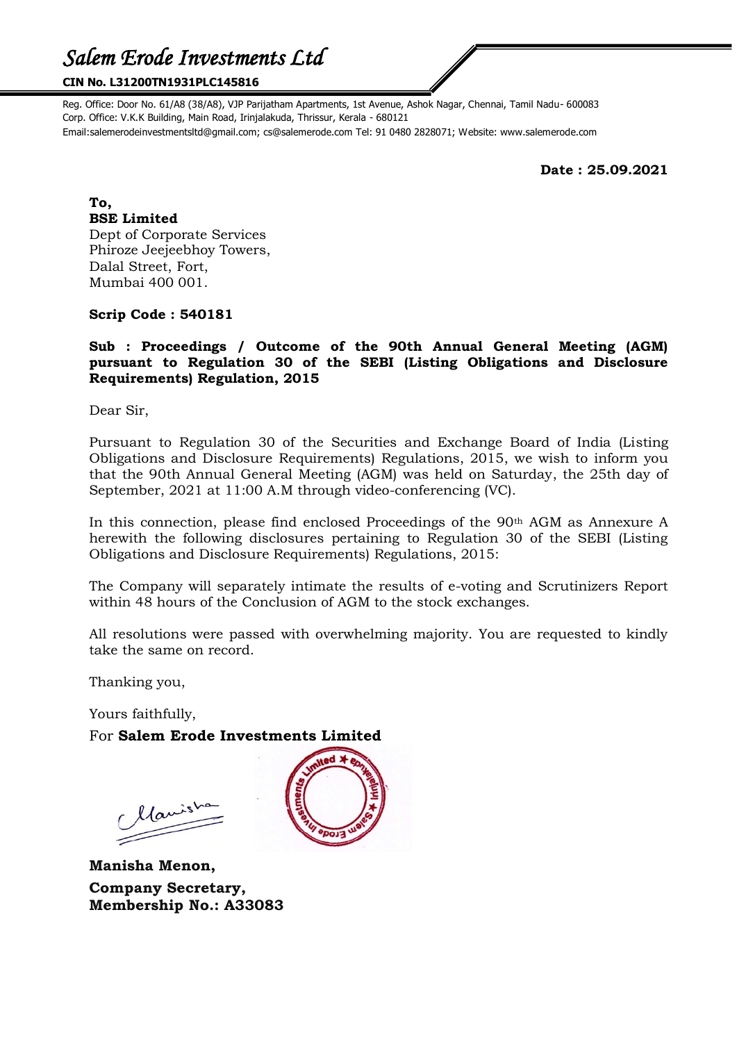# *Salem Erode Investments Ltd*

**CIN No. L31200TN1931PLC145816**

Reg. Office: Door No. 61/A8 (38/A8), VJP Parijatham Apartments, 1st Avenue, Ashok Nagar, Chennai, Tamil Nadu- 600083
Corp. Office: V.K.K Building, Main Road, Irinjalakuda, Thrissur, Kerala - 680121
Email:salemerodeinvestmentsltd@gmail.com; cs@salemerode.com Tel: 91 0480 2828071; Website: www.salemerode.com

**Date : 25.09.2021**

**To,**
**BSE Limited**
Dept of Corporate Services
Phiroze Jeejeebhoy Towers,
Dalal Street, Fort,
Mumbai 400 001.

**Scrip Code : 540181**

**Sub : Proceedings / Outcome of the 90th Annual General Meeting (AGM) pursuant to Regulation 30 of the SEBI (Listing Obligations and Disclosure Requirements) Regulation, 2015**

Dear Sir,

Pursuant to Regulation 30 of the Securities and Exchange Board of India (Listing Obligations and Disclosure Requirements) Regulations, 2015, we wish to inform you that the 90th Annual General Meeting (AGM) was held on Saturday, the 25th day of September, 2021 at 11:00 A.M through video-conferencing (VC).

In this connection, please find enclosed Proceedings of the 90th AGM as Annexure A herewith the following disclosures pertaining to Regulation 30 of the SEBI (Listing Obligations and Disclosure Requirements) Regulations, 2015:

The Company will separately intimate the results of e-voting and Scrutinizers Report within 48 hours of the Conclusion of AGM to the stock exchanges.

All resolutions were passed with overwhelming majority. You are requested to kindly take the same on record.

Thanking you,

Yours faithfully,

For **Salem Erode Investments Limited**

**Manisha Menon,**
**Company Secretary,**
**Membership No.: A33083**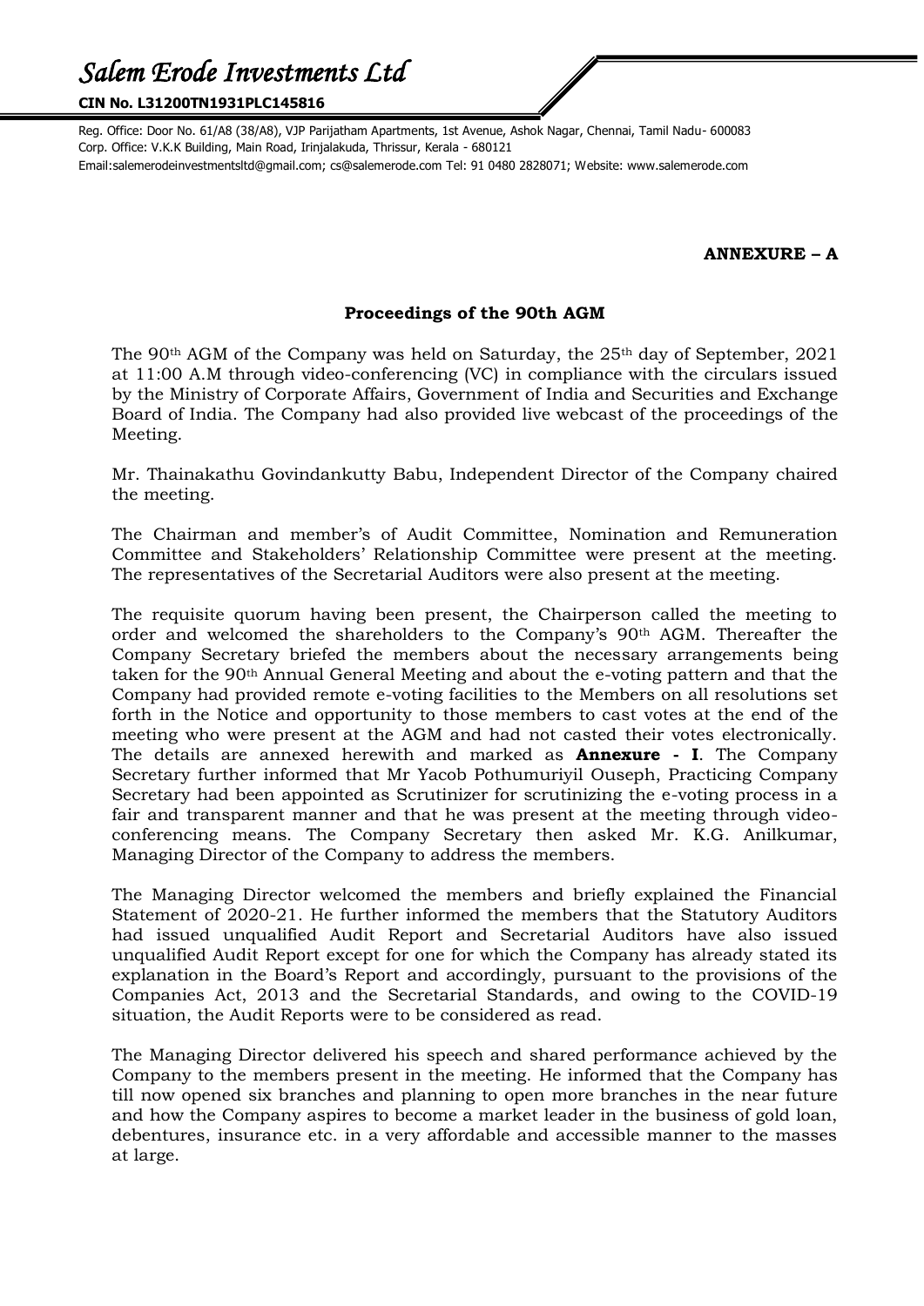# *Salem Erode Investments Ltd*

**CIN No. L31200TN1931PLC145816**

Reg. Office: Door No. 61/A8 (38/A8), VJP Parijatham Apartments, 1st Avenue, Ashok Nagar, Chennai, Tamil Nadu- 600083
Corp. Office: V.K.K Building, Main Road, Irinjalakuda, Thrissur, Kerala - 680121
Email:salemerodeinvestmentsltd@gmail.com; cs@salemerode.com Tel: 91 0480 2828071; Website: www.salemerode.com

**ANNEXURE – A**

## Proceedings of the 90th AGM

The 90th AGM of the Company was held on Saturday, the 25th day of September, 2021 at 11:00 A.M through video-conferencing (VC) in compliance with the circulars issued by the Ministry of Corporate Affairs, Government of India and Securities and Exchange Board of India. The Company had also provided live webcast of the proceedings of the Meeting.

Mr. Thainakathu Govindankutty Babu, Independent Director of the Company chaired the meeting.

The Chairman and member's of Audit Committee, Nomination and Remuneration Committee and Stakeholders' Relationship Committee were present at the meeting. The representatives of the Secretarial Auditors were also present at the meeting.

The requisite quorum having been present, the Chairperson called the meeting to order and welcomed the shareholders to the Company's 90th AGM. Thereafter the Company Secretary briefed the members about the necessary arrangements being taken for the 90th Annual General Meeting and about the e-voting pattern and that the Company had provided remote e-voting facilities to the Members on all resolutions set forth in the Notice and opportunity to those members to cast votes at the end of the meeting who were present at the AGM and had not casted their votes electronically. The details are annexed herewith and marked as **Annexure - I**. The Company Secretary further informed that Mr Yacob Pothumuriyil Ouseph, Practicing Company Secretary had been appointed as Scrutinizer for scrutinizing the e-voting process in a fair and transparent manner and that he was present at the meeting through video-conferencing means. The Company Secretary then asked Mr. K.G. Anilkumar, Managing Director of the Company to address the members.

The Managing Director welcomed the members and briefly explained the Financial Statement of 2020-21. He further informed the members that the Statutory Auditors had issued unqualified Audit Report and Secretarial Auditors have also issued unqualified Audit Report except for one for which the Company has already stated its explanation in the Board's Report and accordingly, pursuant to the provisions of the Companies Act, 2013 and the Secretarial Standards, and owing to the COVID-19 situation, the Audit Reports were to be considered as read.

The Managing Director delivered his speech and shared performance achieved by the Company to the members present in the meeting. He informed that the Company has till now opened six branches and planning to open more branches in the near future and how the Company aspires to become a market leader in the business of gold loan, debentures, insurance etc. in a very affordable and accessible manner to the masses at large.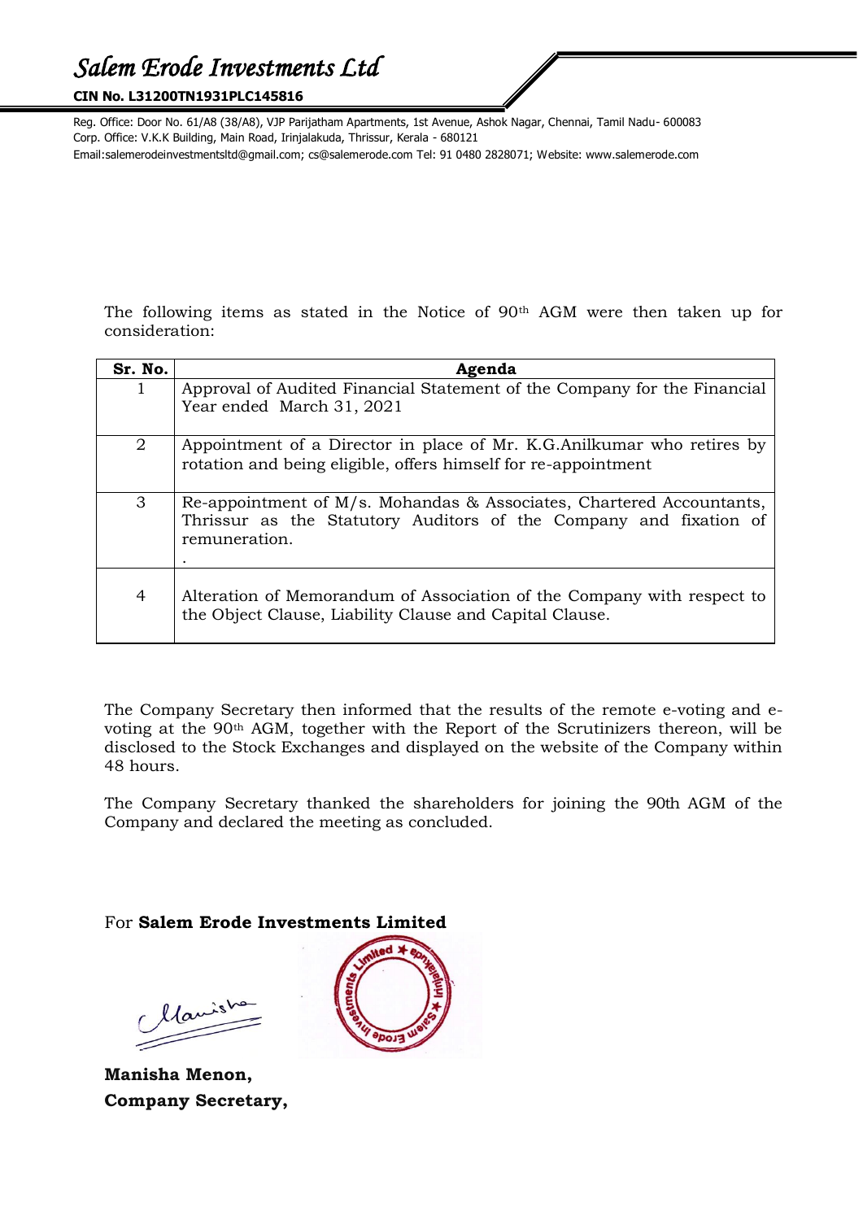# *Salem Erode Investments Ltd*

**CIN No. L31200TN1931PLC145816**

Reg. Office: Door No. 61/A8 (38/A8), VJP Parijatham Apartments, 1st Avenue, Ashok Nagar, Chennai, Tamil Nadu- 600083
Corp. Office: V.K.K Building, Main Road, Irinjalakuda, Thrissur, Kerala - 680121
Email:salemerodeinvestmentsltd@gmail.com; cs@salemerode.com Tel: 91 0480 2828071; Website: www.salemerode.com

The following items as stated in the Notice of 90th AGM were then taken up for consideration:

| Sr. No. | Agenda |
|---|---|
| 1 | Approval of Audited Financial Statement of the Company for the Financial Year ended March 31, 2021 |
| 2 | Appointment of a Director in place of Mr. K.G.Anilkumar who retires by rotation and being eligible, offers himself for re-appointment |
| 3 | Re-appointment of M/s. Mohandas & Associates, Chartered Accountants, Thrissur as the Statutory Auditors of the Company and fixation of remuneration. . |
| 4 | Alteration of Memorandum of Association of the Company with respect to the Object Clause, Liability Clause and Capital Clause. |

The Company Secretary then informed that the results of the remote e-voting and e-voting at the 90th AGM, together with the Report of the Scrutinizers thereon, will be disclosed to the Stock Exchanges and displayed on the website of the Company within 48 hours.

The Company Secretary thanked the shareholders for joining the 90th AGM of the Company and declared the meeting as concluded.

For **Salem Erode Investments Limited**

**Manisha Menon,**
**Company Secretary,**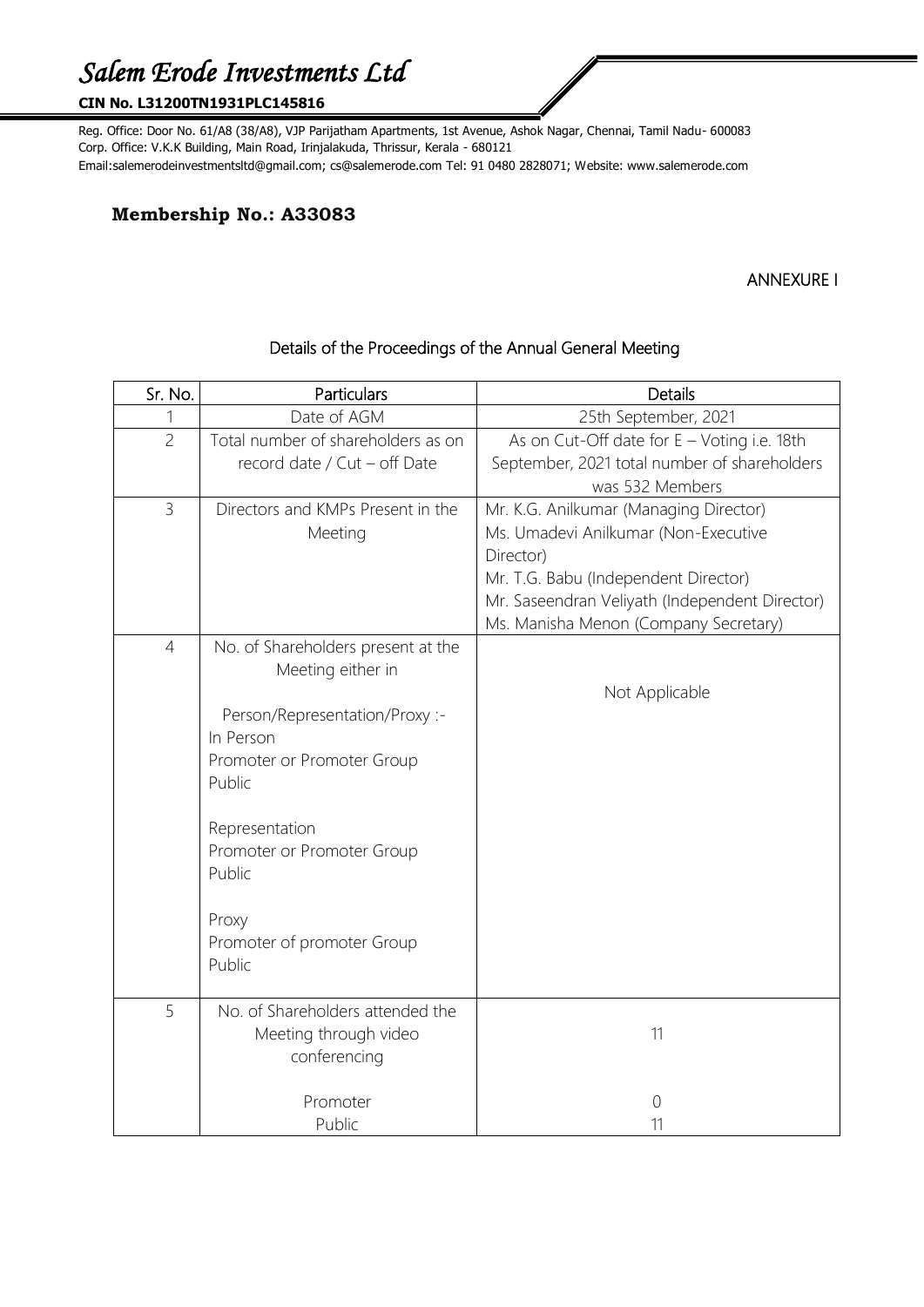# *Salem Erode Investments Ltd*

**CIN No. L31200TN1931PLC145816**

Reg. Office: Door No. 61/A8 (38/A8), VJP Parijatham Apartments, 1st Avenue, Ashok Nagar, Chennai, Tamil Nadu- 600083
Corp. Office: V.K.K Building, Main Road, Irinjalakuda, Thrissur, Kerala - 680121
Email:salemerodeinvestmentsltd@gmail.com; cs@salemerode.com Tel: 91 0480 2828071; Website: www.salemerode.com

**Membership No.: A33083**

ANNEXURE I

## Details of the Proceedings of the Annual General Meeting

| Sr. No. | Particulars | Details |
|---|---|---|
| 1 | Date of AGM | 25th September, 2021 |
| 2 | Total number of shareholders as on record date / Cut – off Date | As on Cut-Off date for E – Voting i.e. 18th September, 2021 total number of shareholders was 532 Members |
| 3 | Directors and KMPs Present in the Meeting | Mr. K.G. Anilkumar (Managing Director)<br>Ms. Umadevi Anilkumar (Non-Executive Director)<br>Mr. T.G. Babu (Independent Director)<br>Mr. Saseendran Veliyath (Independent Director)<br>Ms. Manisha Menon (Company Secretary) |
| 4 | No. of Shareholders present at the Meeting either in<br><br>Person/Representation/Proxy :-<br>In Person<br>Promoter or Promoter Group<br>Public<br><br>Representation<br>Promoter or Promoter Group<br>Public<br><br>Proxy<br>Promoter of promoter Group<br>Public | Not Applicable |
| 5 | No. of Shareholders attended the Meeting through video conferencing<br><br>Promoter<br>Public | 11<br><br>0<br>11 |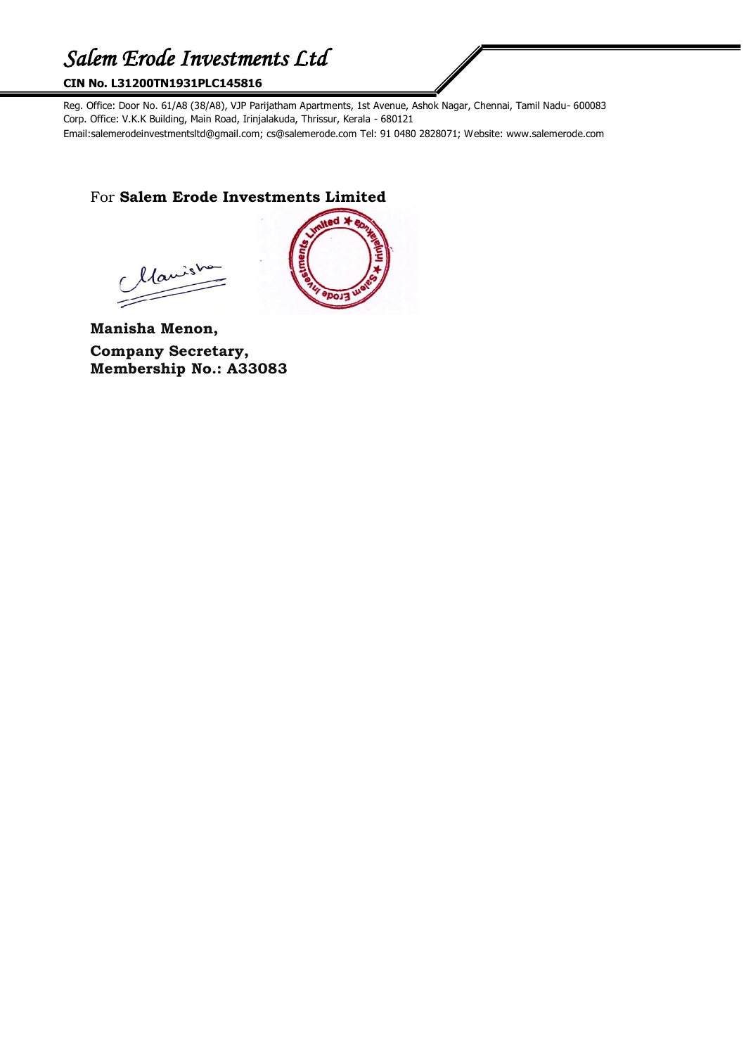# *Salem Erode Investments Ltd*

**CIN No. L31200TN1931PLC145816**

Reg. Office: Door No. 61/A8 (38/A8), VJP Parijatham Apartments, 1st Avenue, Ashok Nagar, Chennai, Tamil Nadu- 600083
Corp. Office: V.K.K Building, Main Road, Irinjalakuda, Thrissur, Kerala - 680121
Email:salemerodeinvestmentsltd@gmail.com; cs@salemerode.com Tel: 91 0480 2828071; Website: www.salemerode.com

For **Salem Erode Investments Limited**

**Manisha Menon,**
**Company Secretary,**
**Membership No.: A33083**